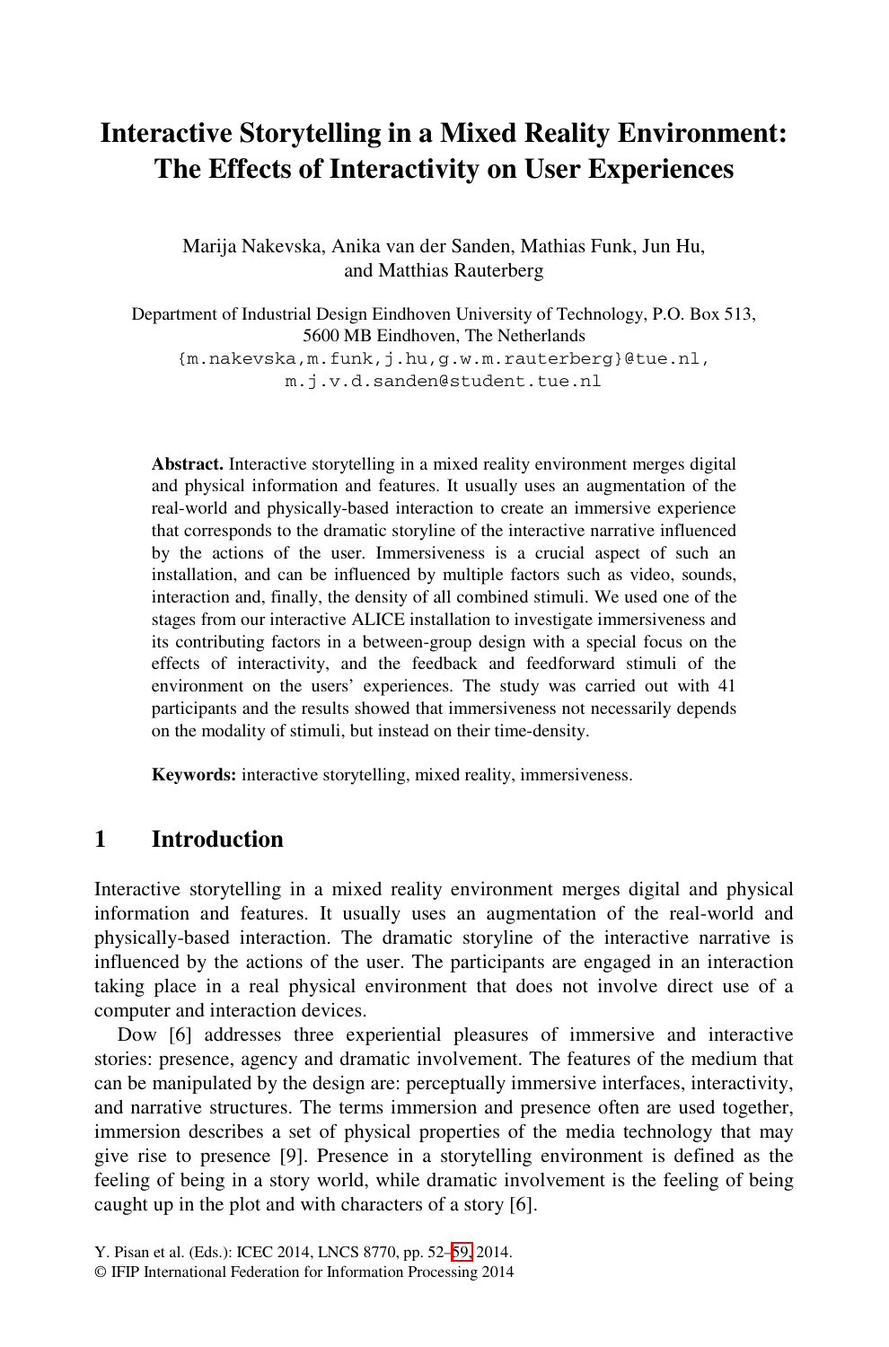# Interactive Storytelling in a Mixed Reality Environment: The Effects of Interactivity on User Experiences

Marija Nakevska, Anika van der Sanden, Mathias Funk, Jun Hu, and Matthias Rauterberg

Department of Industrial Design Eindhoven University of Technology, P.O. Box 513, 5600 MB Eindhoven, The Netherlands
{m.nakevska,m.funk,j.hu,g.w.m.rauterberg}@tue.nl, m.j.v.d.sanden@student.tue.nl

**Abstract.** Interactive storytelling in a mixed reality environment merges digital and physical information and features. It usually uses an augmentation of the real-world and physically-based interaction to create an immersive experience that corresponds to the dramatic storyline of the interactive narrative influenced by the actions of the user. Immersiveness is a crucial aspect of such an installation, and can be influenced by multiple factors such as video, sounds, interaction and, finally, the density of all combined stimuli. We used one of the stages from our interactive ALICE installation to investigate immersiveness and its contributing factors in a between-group design with a special focus on the effects of interactivity, and the feedback and feedforward stimuli of the environment on the users' experiences. The study was carried out with 41 participants and the results showed that immersiveness not necessarily depends on the modality of stimuli, but instead on their time-density.

**Keywords:** interactive storytelling, mixed reality, immersiveness.

## 1 Introduction

Interactive storytelling in a mixed reality environment merges digital and physical information and features. It usually uses an augmentation of the real-world and physically-based interaction. The dramatic storyline of the interactive narrative is influenced by the actions of the user. The participants are engaged in an interaction taking place in a real physical environment that does not involve direct use of a computer and interaction devices.

Dow [6] addresses three experiential pleasures of immersive and interactive stories: presence, agency and dramatic involvement. The features of the medium that can be manipulated by the design are: perceptually immersive interfaces, interactivity, and narrative structures. The terms immersion and presence often are used together, immersion describes a set of physical properties of the media technology that may give rise to presence [9]. Presence in a storytelling environment is defined as the feeling of being in a story world, while dramatic involvement is the feeling of being caught up in the plot and with characters of a story [6].

Y. Pisan et al. (Eds.): ICEC 2014, LNCS 8770, pp. 52–59, 2014.
© IFIP International Federation for Information Processing 2014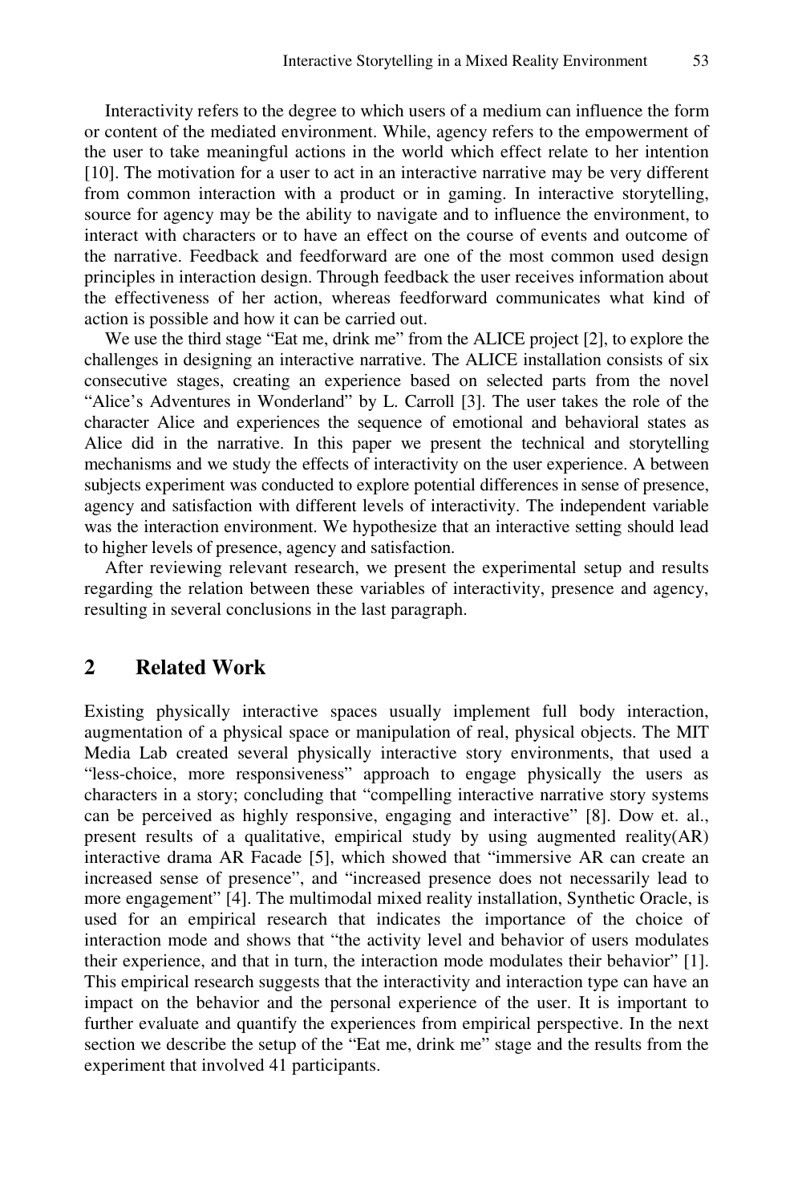Interactivity refers to the degree to which users of a medium can influence the form or content of the mediated environment. While, agency refers to the empowerment of the user to take meaningful actions in the world which effect relate to her intention [10]. The motivation for a user to act in an interactive narrative may be very different from common interaction with a product or in gaming. In interactive storytelling, source for agency may be the ability to navigate and to influence the environment, to interact with characters or to have an effect on the course of events and outcome of the narrative. Feedback and feedforward are one of the most common used design principles in interaction design. Through feedback the user receives information about the effectiveness of her action, whereas feedforward communicates what kind of action is possible and how it can be carried out.

We use the third stage "Eat me, drink me" from the ALICE project [2], to explore the challenges in designing an interactive narrative. The ALICE installation consists of six consecutive stages, creating an experience based on selected parts from the novel "Alice's Adventures in Wonderland" by L. Carroll [3]. The user takes the role of the character Alice and experiences the sequence of emotional and behavioral states as Alice did in the narrative. In this paper we present the technical and storytelling mechanisms and we study the effects of interactivity on the user experience. A between subjects experiment was conducted to explore potential differences in sense of presence, agency and satisfaction with different levels of interactivity. The independent variable was the interaction environment. We hypothesize that an interactive setting should lead to higher levels of presence, agency and satisfaction.

After reviewing relevant research, we present the experimental setup and results regarding the relation between these variables of interactivity, presence and agency, resulting in several conclusions in the last paragraph.

## 2 Related Work

Existing physically interactive spaces usually implement full body interaction, augmentation of a physical space or manipulation of real, physical objects. The MIT Media Lab created several physically interactive story environments, that used a "less-choice, more responsiveness" approach to engage physically the users as characters in a story; concluding that "compelling interactive narrative story systems can be perceived as highly responsive, engaging and interactive" [8]. Dow et. al., present results of a qualitative, empirical study by using augmented reality(AR) interactive drama AR Facade [5], which showed that "immersive AR can create an increased sense of presence", and "increased presence does not necessarily lead to more engagement" [4]. The multimodal mixed reality installation, Synthetic Oracle, is used for an empirical research that indicates the importance of the choice of interaction mode and shows that "the activity level and behavior of users modulates their experience, and that in turn, the interaction mode modulates their behavior" [1]. This empirical research suggests that the interactivity and interaction type can have an impact on the behavior and the personal experience of the user. It is important to further evaluate and quantify the experiences from empirical perspective. In the next section we describe the setup of the "Eat me, drink me" stage and the results from the experiment that involved 41 participants.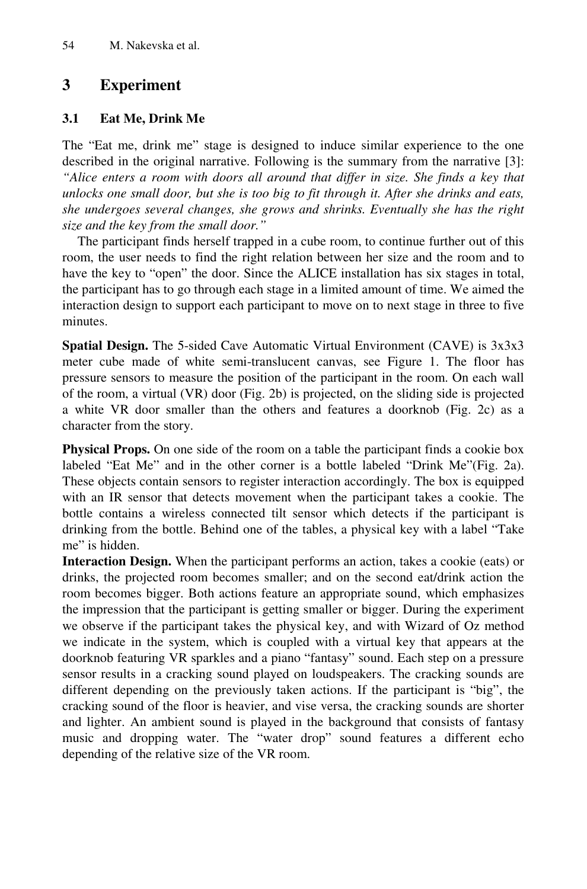## 3 Experiment

### 3.1 Eat Me, Drink Me

The "Eat me, drink me" stage is designed to induce similar experience to the one described in the original narrative. Following is the summary from the narrative [3]: *"Alice enters a room with doors all around that differ in size. She finds a key that unlocks one small door, but she is too big to fit through it. After she drinks and eats, she undergoes several changes, she grows and shrinks. Eventually she has the right size and the key from the small door."*

The participant finds herself trapped in a cube room, to continue further out of this room, the user needs to find the right relation between her size and the room and to have the key to "open" the door. Since the ALICE installation has six stages in total, the participant has to go through each stage in a limited amount of time. We aimed the interaction design to support each participant to move on to next stage in three to five minutes.

**Spatial Design.** The 5-sided Cave Automatic Virtual Environment (CAVE) is 3x3x3 meter cube made of white semi-translucent canvas, see Figure 1. The floor has pressure sensors to measure the position of the participant in the room. On each wall of the room, a virtual (VR) door (Fig. 2b) is projected, on the sliding side is projected a white VR door smaller than the others and features a doorknob (Fig. 2c) as a character from the story.

**Physical Props.** On one side of the room on a table the participant finds a cookie box labeled "Eat Me" and in the other corner is a bottle labeled "Drink Me"(Fig. 2a). These objects contain sensors to register interaction accordingly. The box is equipped with an IR sensor that detects movement when the participant takes a cookie. The bottle contains a wireless connected tilt sensor which detects if the participant is drinking from the bottle. Behind one of the tables, a physical key with a label "Take me" is hidden.

**Interaction Design.** When the participant performs an action, takes a cookie (eats) or drinks, the projected room becomes smaller; and on the second eat/drink action the room becomes bigger. Both actions feature an appropriate sound, which emphasizes the impression that the participant is getting smaller or bigger. During the experiment we observe if the participant takes the physical key, and with Wizard of Oz method we indicate in the system, which is coupled with a virtual key that appears at the doorknob featuring VR sparkles and a piano "fantasy" sound. Each step on a pressure sensor results in a cracking sound played on loudspeakers. The cracking sounds are different depending on the previously taken actions. If the participant is "big", the cracking sound of the floor is heavier, and vise versa, the cracking sounds are shorter and lighter. An ambient sound is played in the background that consists of fantasy music and dropping water. The "water drop" sound features a different echo depending of the relative size of the VR room.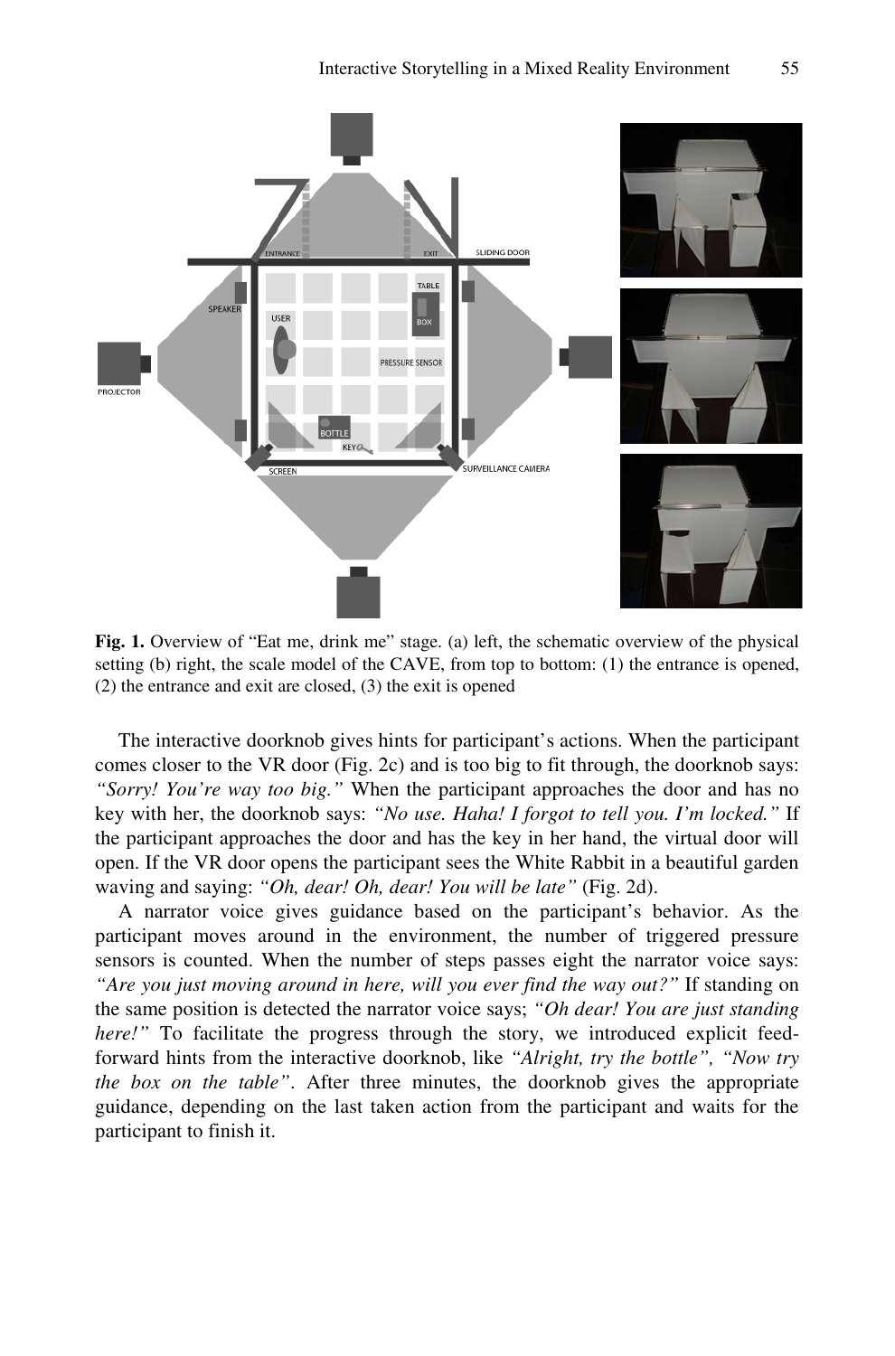**Fig. 1.** Overview of "Eat me, drink me" stage. (a) left, the schematic overview of the physical setting (b) right, the scale model of the CAVE, from top to bottom: (1) the entrance is opened, (2) the entrance and exit are closed, (3) the exit is opened

The interactive doorknob gives hints for participant's actions. When the participant comes closer to the VR door (Fig. 2c) and is too big to fit through, the doorknob says: *"Sorry! You're way too big."* When the participant approaches the door and has no key with her, the doorknob says: *"No use. Haha! I forgot to tell you. I'm locked."* If the participant approaches the door and has the key in her hand, the virtual door will open. If the VR door opens the participant sees the White Rabbit in a beautiful garden waving and saying: *"Oh, dear! Oh, dear! You will be late"* (Fig. 2d).

A narrator voice gives guidance based on the participant's behavior. As the participant moves around in the environment, the number of triggered pressure sensors is counted. When the number of steps passes eight the narrator voice says: *"Are you just moving around in here, will you ever find the way out?"* If standing on the same position is detected the narrator voice says; *"Oh dear! You are just standing here!"* To facilitate the progress through the story, we introduced explicit feed-forward hints from the interactive doorknob, like *"Alright, try the bottle"*, *"Now try the box on the table"*. After three minutes, the doorknob gives the appropriate guidance, depending on the last taken action from the participant and waits for the participant to finish it.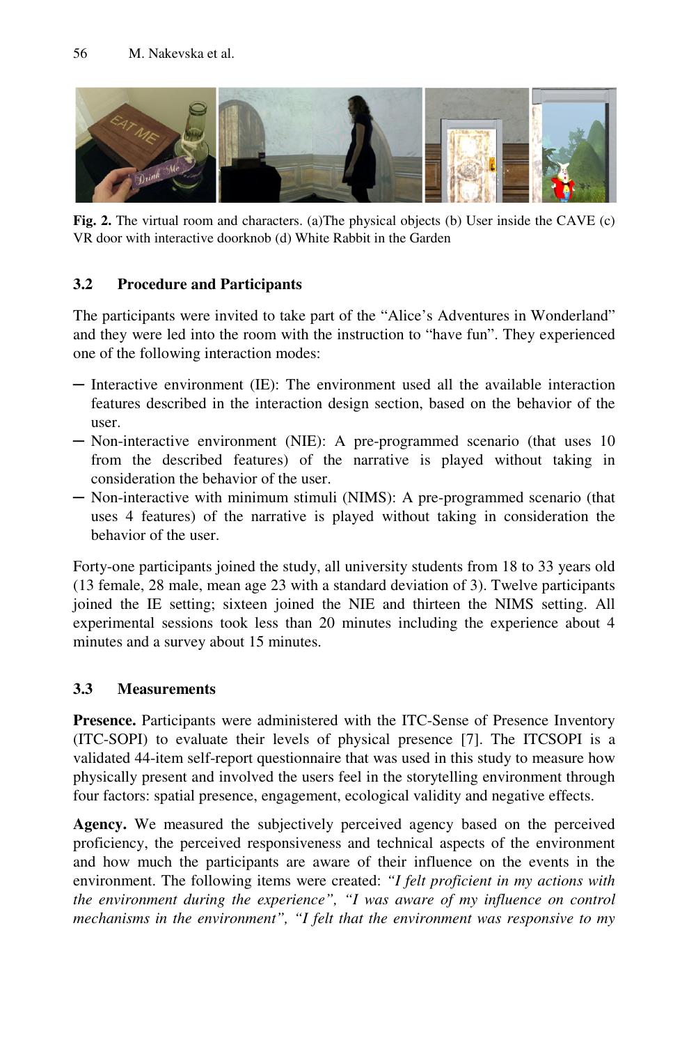Fig. 2. The virtual room and characters. (a)The physical objects (b) User inside the CAVE (c) VR door with interactive doorknob (d) White Rabbit in the Garden

### 3.2 Procedure and Participants

The participants were invited to take part of the "Alice's Adventures in Wonderland" and they were led into the room with the instruction to "have fun". They experienced one of the following interaction modes:

- Interactive environment (IE): The environment used all the available interaction features described in the interaction design section, based on the behavior of the user.
- Non-interactive environment (NIE): A pre-programmed scenario (that uses 10 from the described features) of the narrative is played without taking in consideration the behavior of the user.
- Non-interactive with minimum stimuli (NIMS): A pre-programmed scenario (that uses 4 features) of the narrative is played without taking in consideration the behavior of the user.

Forty-one participants joined the study, all university students from 18 to 33 years old (13 female, 28 male, mean age 23 with a standard deviation of 3). Twelve participants joined the IE setting; sixteen joined the NIE and thirteen the NIMS setting. All experimental sessions took less than 20 minutes including the experience about 4 minutes and a survey about 15 minutes.

### 3.3 Measurements

**Presence.** Participants were administered with the ITC-Sense of Presence Inventory (ITC-SOPI) to evaluate their levels of physical presence [7]. The ITCSOPI is a validated 44-item self-report questionnaire that was used in this study to measure how physically present and involved the users feel in the storytelling environment through four factors: spatial presence, engagement, ecological validity and negative effects.

**Agency.** We measured the subjectively perceived agency based on the perceived proficiency, the perceived responsiveness and technical aspects of the environment and how much the participants are aware of their influence on the events in the environment. The following items were created: *"I felt proficient in my actions with the environment during the experience", "I was aware of my influence on control mechanisms in the environment", "I felt that the environment was responsive to my*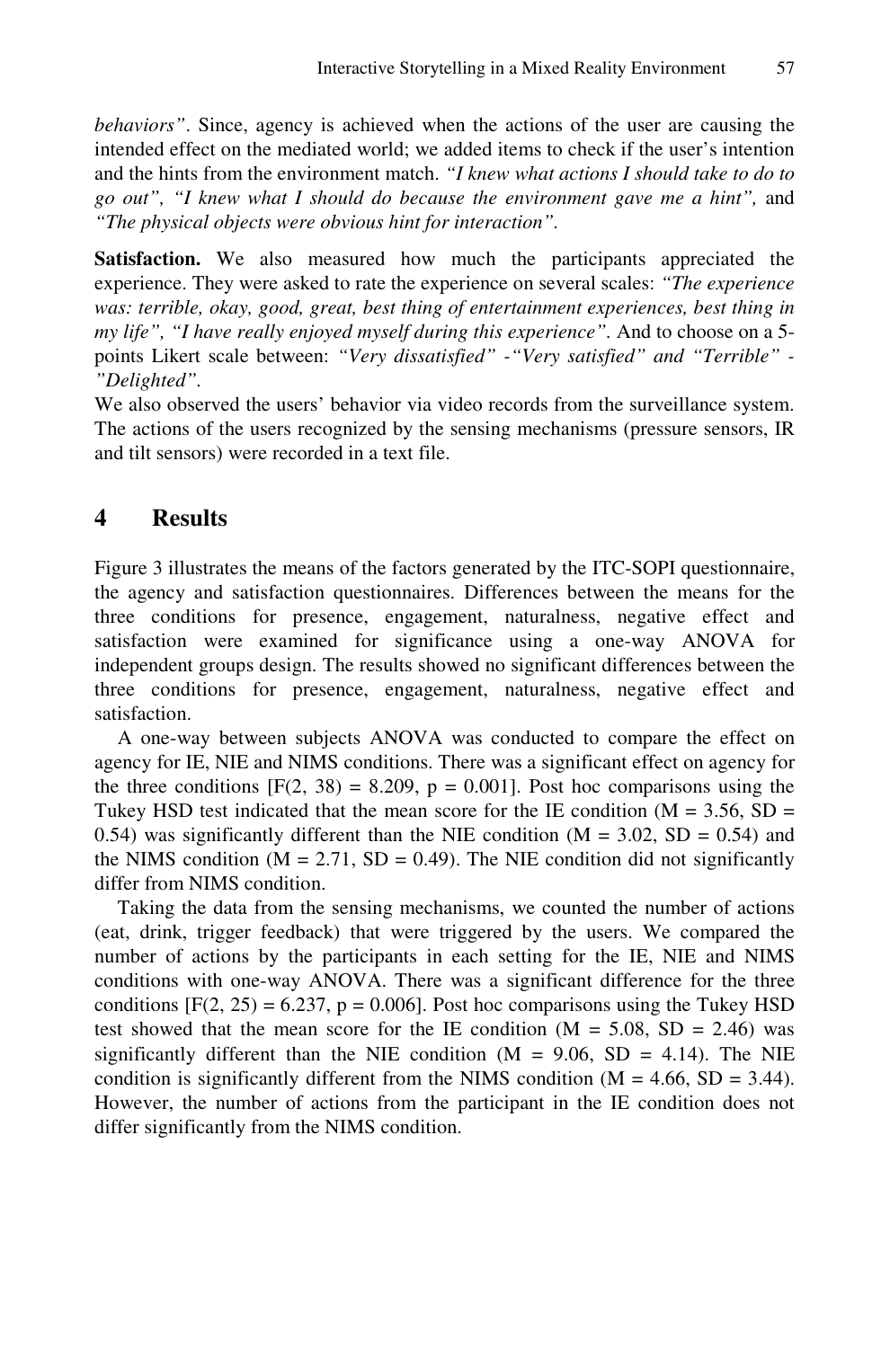*behaviors"*. Since, agency is achieved when the actions of the user are causing the intended effect on the mediated world; we added items to check if the user's intention and the hints from the environment match. *"I knew what actions I should take to do to go out", "I knew what I should do because the environment gave me a hint",* and *"The physical objects were obvious hint for interaction"*.

**Satisfaction.** We also measured how much the participants appreciated the experience. They were asked to rate the experience on several scales: *"The experience was: terrible, okay, good, great, best thing of entertainment experiences, best thing in my life", "I have really enjoyed myself during this experience"*. And to choose on a 5-points Likert scale between: *"Very dissatisfied" -"Very satisfied" and "Terrible" -"Delighted"*.

We also observed the users' behavior via video records from the surveillance system. The actions of the users recognized by the sensing mechanisms (pressure sensors, IR and tilt sensors) were recorded in a text file.

## 4 Results

Figure 3 illustrates the means of the factors generated by the ITC-SOPI questionnaire, the agency and satisfaction questionnaires. Differences between the means for the three conditions for presence, engagement, naturalness, negative effect and satisfaction were examined for significance using a one-way ANOVA for independent groups design. The results showed no significant differences between the three conditions for presence, engagement, naturalness, negative effect and satisfaction.

A one-way between subjects ANOVA was conducted to compare the effect on agency for IE, NIE and NIMS conditions. There was a significant effect on agency for the three conditions [$F(2, 38) = 8.209$, $p = 0.001$]. Post hoc comparisons using the Tukey HSD test indicated that the mean score for the IE condition ($M = 3.56$, $SD = 0.54$) was significantly different than the NIE condition ($M = 3.02$, $SD = 0.54$) and the NIMS condition ($M = 2.71$, $SD = 0.49$). The NIE condition did not significantly differ from NIMS condition.

Taking the data from the sensing mechanisms, we counted the number of actions (eat, drink, trigger feedback) that were triggered by the users. We compared the number of actions by the participants in each setting for the IE, NIE and NIMS conditions with one-way ANOVA. There was a significant difference for the three conditions [$F(2, 25) = 6.237$, $p = 0.006$]. Post hoc comparisons using the Tukey HSD test showed that the mean score for the IE condition ($M = 5.08$, $SD = 2.46$) was significantly different than the NIE condition ($M = 9.06$, $SD = 4.14$). The NIE condition is significantly different from the NIMS condition ($M = 4.66$, $SD = 3.44$). However, the number of actions from the participant in the IE condition does not differ significantly from the NIMS condition.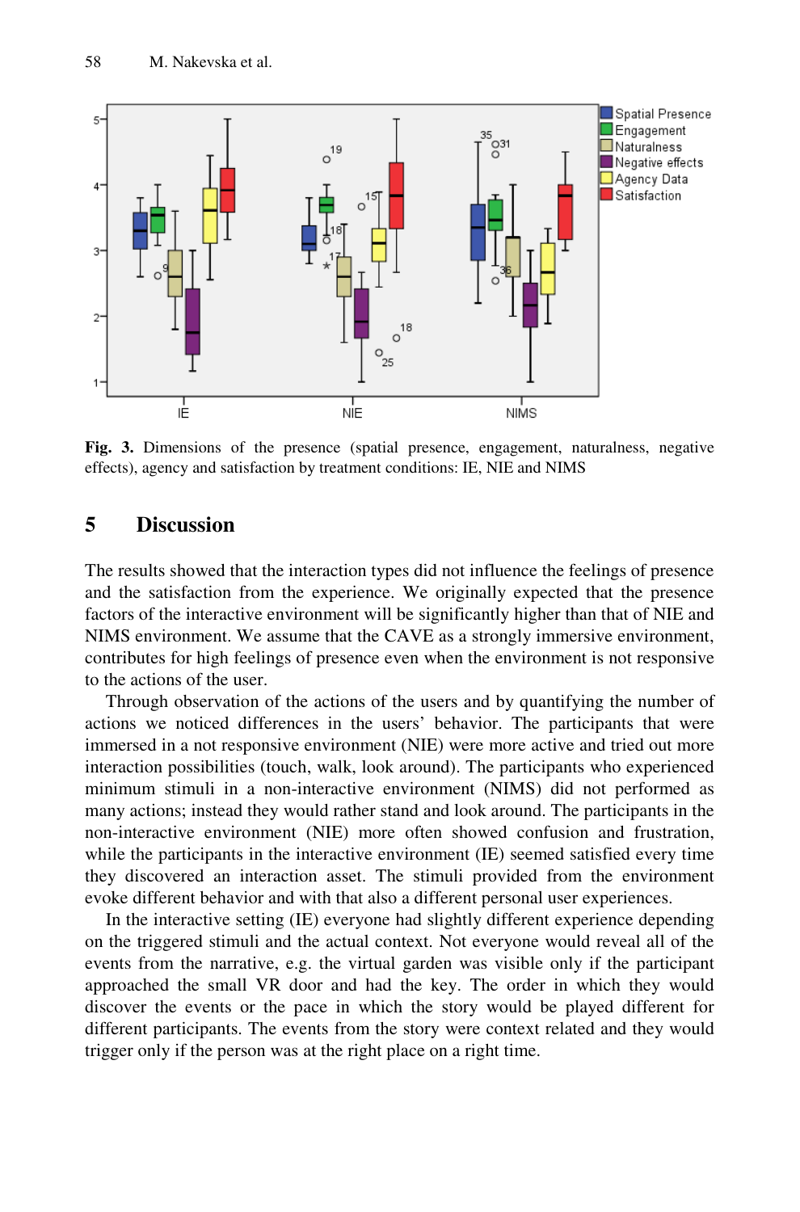Fig. 3. Dimensions of the presence (spatial presence, engagement, naturalness, negative effects), agency and satisfaction by treatment conditions: IE, NIE and NIMS

## 5 Discussion

The results showed that the interaction types did not influence the feelings of presence and the satisfaction from the experience. We originally expected that the presence factors of the interactive environment will be significantly higher than that of NIE and NIMS environment. We assume that the CAVE as a strongly immersive environment, contributes for high feelings of presence even when the environment is not responsive to the actions of the user.

Through observation of the actions of the users and by quantifying the number of actions we noticed differences in the users' behavior. The participants that were immersed in a not responsive environment (NIE) were more active and tried out more interaction possibilities (touch, walk, look around). The participants who experienced minimum stimuli in a non-interactive environment (NIMS) did not performed as many actions; instead they would rather stand and look around. The participants in the non-interactive environment (NIE) more often showed confusion and frustration, while the participants in the interactive environment (IE) seemed satisfied every time they discovered an interaction asset. The stimuli provided from the environment evoke different behavior and with that also a different personal user experiences.

In the interactive setting (IE) everyone had slightly different experience depending on the triggered stimuli and the actual context. Not everyone would reveal all of the events from the narrative, e.g. the virtual garden was visible only if the participant approached the small VR door and had the key. The order in which they would discover the events or the pace in which the story would be played different for different participants. The events from the story were context related and they would trigger only if the person was at the right place on a right time.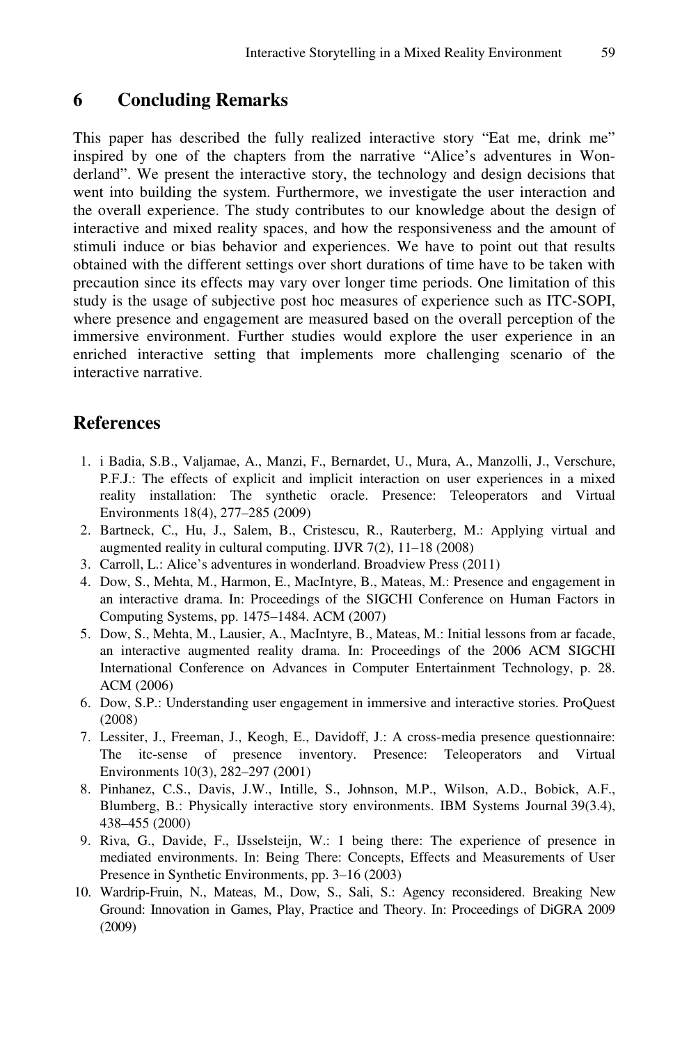## 6 Concluding Remarks

This paper has described the fully realized interactive story "Eat me, drink me" inspired by one of the chapters from the narrative "Alice's adventures in Wonderland". We present the interactive story, the technology and design decisions that went into building the system. Furthermore, we investigate the user interaction and the overall experience. The study contributes to our knowledge about the design of interactive and mixed reality spaces, and how the responsiveness and the amount of stimuli induce or bias behavior and experiences. We have to point out that results obtained with the different settings over short durations of time have to be taken with precaution since its effects may vary over longer time periods. One limitation of this study is the usage of subjective post hoc measures of experience such as ITC-SOPI, where presence and engagement are measured based on the overall perception of the immersive environment. Further studies would explore the user experience in an enriched interactive setting that implements more challenging scenario of the interactive narrative.

## References

1. i Badia, S.B., Valjamae, A., Manzi, F., Bernardet, U., Mura, A., Manzolli, J., Verschure, P.F.J.: The effects of explicit and implicit interaction on user experiences in a mixed reality installation: The synthetic oracle. Presence: Teleoperators and Virtual Environments 18(4), 277–285 (2009)
2. Bartneck, C., Hu, J., Salem, B., Cristescu, R., Rauterberg, M.: Applying virtual and augmented reality in cultural computing. IJVR 7(2), 11–18 (2008)
3. Carroll, L.: Alice's adventures in wonderland. Broadview Press (2011)
4. Dow, S., Mehta, M., Harmon, E., MacIntyre, B., Mateas, M.: Presence and engagement in an interactive drama. In: Proceedings of the SIGCHI Conference on Human Factors in Computing Systems, pp. 1475–1484. ACM (2007)
5. Dow, S., Mehta, M., Lausier, A., MacIntyre, B., Mateas, M.: Initial lessons from ar facade, an interactive augmented reality drama. In: Proceedings of the 2006 ACM SIGCHI International Conference on Advances in Computer Entertainment Technology, p. 28. ACM (2006)
6. Dow, S.P.: Understanding user engagement in immersive and interactive stories. ProQuest (2008)
7. Lessiter, J., Freeman, J., Keogh, E., Davidoff, J.: A cross-media presence questionnaire: The itc-sense of presence inventory. Presence: Teleoperators and Virtual Environments 10(3), 282–297 (2001)
8. Pinhanez, C.S., Davis, J.W., Intille, S., Johnson, M.P., Wilson, A.D., Bobick, A.F., Blumberg, B.: Physically interactive story environments. IBM Systems Journal 39(3.4), 438–455 (2000)
9. Riva, G., Davide, F., IJsselsteijn, W.: 1 being there: The experience of presence in mediated environments. In: Being There: Concepts, Effects and Measurements of User Presence in Synthetic Environments, pp. 3–16 (2003)
10. Wardrip-Fruin, N., Mateas, M., Dow, S., Sali, S.: Agency reconsidered. Breaking New Ground: Innovation in Games, Play, Practice and Theory. In: Proceedings of DiGRA 2009 (2009)